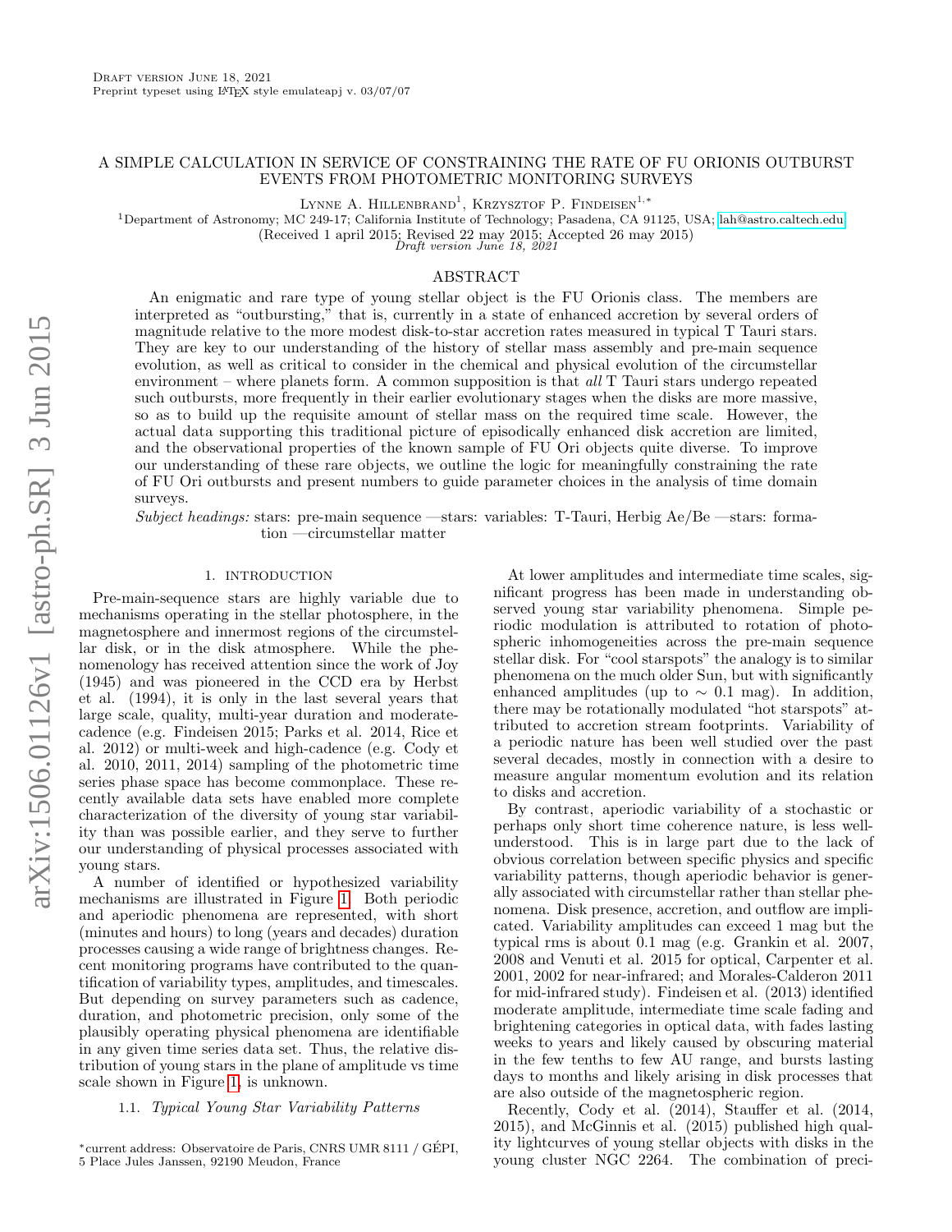# A SIMPLE CALCULATION IN SERVICE OF CONSTRAINING THE RATE OF FU ORIONIS OUTBURST EVENTS FROM PHOTOMETRIC MONITORING SURVEYS

Lynne A. Hillenbrand[1], Krzysztof P. Findeisen[1,*]

[1]Department of Astronomy; MC 249-17; California Institute of Technology; Pasadena, CA 91125, USA; lah@astro.caltech.edu

(Received 1 april 2015; Revised 22 may 2015; Accepted 26 may 2015)

*Draft version June 18, 2021*

## ABSTRACT

An enigmatic and rare type of young stellar object is the FU Orionis class. The members are interpreted as "outbursting," that is, currently in a state of enhanced accretion by several orders of magnitude relative to the more modest disk-to-star accretion rates measured in typical T Tauri stars. They are key to our understanding of the history of stellar mass assembly and pre-main sequence evolution, as well as critical to consider in the chemical and physical evolution of the circumstellar environment – where planets form. A common supposition is that *all* T Tauri stars undergo repeated such outbursts, more frequently in their earlier evolutionary stages when the disks are more massive, so as to build up the requisite amount of stellar mass on the required time scale. However, the actual data supporting this traditional picture of episodically enhanced disk accretion are limited, and the observational properties of the known sample of FU Ori objects quite diverse. To improve our understanding of these rare objects, we outline the logic for meaningfully constraining the rate of FU Ori outbursts and present numbers to guide parameter choices in the analysis of time domain surveys.

*Subject headings:* stars: pre-main sequence —stars: variables: T-Tauri, Herbig Ae/Be —stars: formation —circumstellar matter

## 1. INTRODUCTION

Pre-main-sequence stars are highly variable due to mechanisms operating in the stellar photosphere, in the magnetosphere and innermost regions of the circumstellar disk, or in the disk atmosphere. While the phenomenology has received attention since the work of Joy (1945) and was pioneered in the CCD era by Herbst et al. (1994), it is only in the last several years that large scale, quality, multi-year duration and moderate-cadence (e.g. Findeisen 2015; Parks et al. 2014, Rice et al. 2012) or multi-week and high-cadence (e.g. Cody et al. 2010, 2011, 2014) sampling of the photometric time series phase space has become commonplace. These recently available data sets have enabled more complete characterization of the diversity of young star variability than was possible earlier, and they serve to further our understanding of physical processes associated with young stars.

A number of identified or hypothesized variability mechanisms are illustrated in Figure 1. Both periodic and aperiodic phenomena are represented, with short (minutes and hours) to long (years and decades) duration processes causing a wide range of brightness changes. Recent monitoring programs have contributed to the quantification of variability types, amplitudes, and timescales. But depending on survey parameters such as cadence, duration, and photometric precision, only some of the plausibly operating physical phenomena are identifiable in any given time series data set. Thus, the relative distribution of young stars in the plane of amplitude vs time scale shown in Figure 1, is unknown.

### 1.1. *Typical Young Star Variability Patterns*

At lower amplitudes and intermediate time scales, significant progress has been made in understanding observed young star variability phenomena. Simple periodic modulation is attributed to rotation of photospheric inhomogeneities across the pre-main sequence stellar disk. For "cool starspots" the analogy is to similar phenomena on the much older Sun, but with significantly enhanced amplitudes (up to $\sim 0.1$ mag). In addition, there may be rotationally modulated "hot starspots" attributed to accretion stream footprints. Variability of a periodic nature has been well studied over the past several decades, mostly in connection with a desire to measure angular momentum evolution and its relation to disks and accretion.

By contrast, aperiodic variability of a stochastic or perhaps only short time coherence nature, is less well-understood. This is in large part due to the lack of obvious correlation between specific physics and specific variability patterns, though aperiodic behavior is generally associated with circumstellar rather than stellar phenomena. Disk presence, accretion, and outflow are implicated. Variability amplitudes can exceed 1 mag but the typical rms is about 0.1 mag (e.g. Grankin et al. 2007, 2008 and Venuti et al. 2015 for optical, Carpenter et al. 2001, 2002 for near-infrared; and Morales-Calderon 2011 for mid-infrared study). Findeisen et al. (2013) identified moderate amplitude, intermediate time scale fading and brightening categories in optical data, with fades lasting weeks to years and likely caused by obscuring material in the few tenths to few AU range, and bursts lasting days to months and likely arising in disk processes that are also outside of the magnetospheric region.

Recently, Cody et al. (2014), Stauffer et al. (2014, 2015), and McGinnis et al. (2015) published high quality lightcurves of young stellar objects with disks in the young cluster NGC 2264. The combination of preci-

*current address: Observatoire de Paris, CNRS UMR 8111 / GÉPI, 5 Place Jules Janssen, 92190 Meudon, France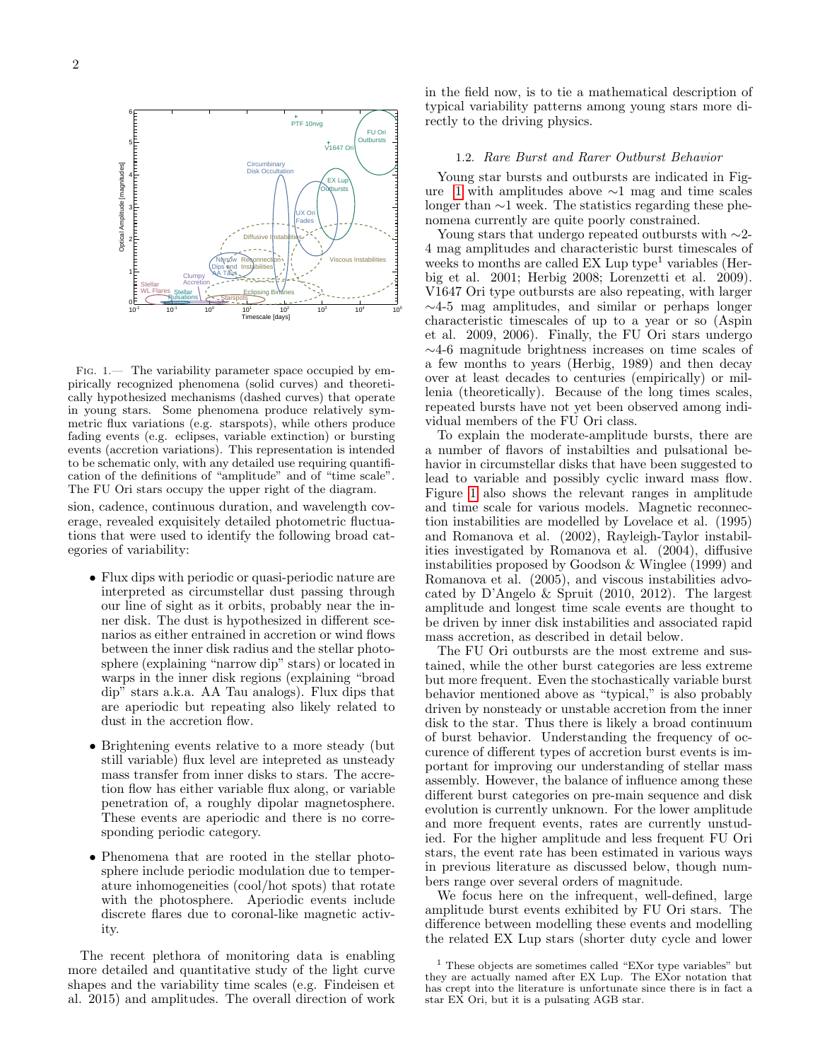FIG. 1.— The variability parameter space occupied by empirically recognized phenomena (solid curves) and theoretically hypothesized mechanisms (dashed curves) that operate in young stars. Some phenomena produce relatively symmetric flux variations (e.g. starspots), while others produce fading events (e.g. eclipses, variable extinction) or bursting events (accretion variations). This representation is intended to be schematic only, with any detailed use requiring quantification of the definitions of "amplitude" and of "time scale". The FU Ori stars occupy the upper right of the diagram.

sion, cadence, continuous duration, and wavelength coverage, revealed exquisitely detailed photometric fluctuations that were used to identify the following broad categories of variability:

- Flux dips with periodic or quasi-periodic nature are interpreted as circumstellar dust passing through our line of sight as it orbits, probably near the inner disk. The dust is hypothesized in different scenarios as either entrained in accretion or wind flows between the inner disk radius and the stellar photosphere (explaining "narrow dip" stars) or located in warps in the inner disk regions (explaining "broad dip" stars a.k.a. AA Tau analogs). Flux dips that are aperiodic but repeating also likely related to dust in the accretion flow.
- Brightening events relative to a more steady (but still variable) flux level are intepreted as unsteady mass transfer from inner disks to stars. The accretion flow has either variable flux along, or variable penetration of, a roughly dipolar magnetosphere. These events are aperiodic and there is no corresponding periodic category.
- Phenomena that are rooted in the stellar photosphere include periodic modulation due to temperature inhomogeneities (cool/hot spots) that rotate with the photosphere. Aperiodic events include discrete flares due to coronal-like magnetic activity.

The recent plethora of monitoring data is enabling more detailed and quantitative study of the light curve shapes and the variability time scales (e.g. Findeisen et al. 2015) and amplitudes. The overall direction of work in the field now, is to tie a mathematical description of typical variability patterns among young stars more directly to the driving physics.

### 1.2. *Rare Burst and Rarer Outburst Behavior*

Young star bursts and outbursts are indicated in Figure 1 with amplitudes above $\sim$1 mag and time scales longer than $\sim$1 week. The statistics regarding these phenomena currently are quite poorly constrained.

Young stars that undergo repeated outbursts with $\sim$2-4 mag amplitudes and characteristic burst timescales of weeks to months are called EX Lup type[1] variables (Herbig et al. 2001; Herbig 2008; Lorenzetti et al. 2009). V1647 Ori type outbursts are also repeating, with larger $\sim$4-5 mag amplitudes, and similar or perhaps longer characteristic timescales of up to a year or so (Aspin et al. 2009, 2006). Finally, the FU Ori stars undergo $\sim$4-6 magnitude brightness increases on time scales of a few months to years (Herbig, 1989) and then decay over at least decades to centuries (empirically) or millenia (theoretically). Because of the long times scales, repeated bursts have not yet been observed among individual members of the FU Ori class.

To explain the moderate-amplitude bursts, there are a number of flavors of instabilties and pulsational behavior in circumstellar disks that have been suggested to lead to variable and possibly cyclic inward mass flow. Figure 1 also shows the relevant ranges in amplitude and time scale for various models. Magnetic reconnection instabilities are modelled by Lovelace et al. (1995) and Romanova et al. (2002), Rayleigh-Taylor instabilities investigated by Romanova et al. (2004), diffusive instabilities proposed by Goodson & Winglee (1999) and Romanova et al. (2005), and viscous instabilities advocated by D'Angelo & Spruit (2010, 2012). The largest amplitude and longest time scale events are thought to be driven by inner disk instabilities and associated rapid mass accretion, as described in detail below.

The FU Ori outbursts are the most extreme and sustained, while the other burst categories are less extreme but more frequent. Even the stochastically variable burst behavior mentioned above as "typical," is also probably driven by nonsteady or unstable accretion from the inner disk to the star. Thus there is likely a broad continuum of burst behavior. Understanding the frequency of occurence of different types of accretion burst events is important for improving our understanding of stellar mass assembly. However, the balance of influence among these different burst categories on pre-main sequence and disk evolution is currently unknown. For the lower amplitude and more frequent events, rates are currently unstudied. For the higher amplitude and less frequent FU Ori stars, the event rate has been estimated in various ways in previous literature as discussed below, though numbers range over several orders of magnitude.

We focus here on the infrequent, well-defined, large amplitude burst events exhibited by FU Ori stars. The difference between modelling these events and modelling the related EX Lup stars (shorter duty cycle and lower

[1] These objects are sometimes called "EXor type variables" but they are actually named after EX Lup. The EXor notation that has crept into the literature is unfortunate since there is in fact a star EX Ori, but it is a pulsating AGB star.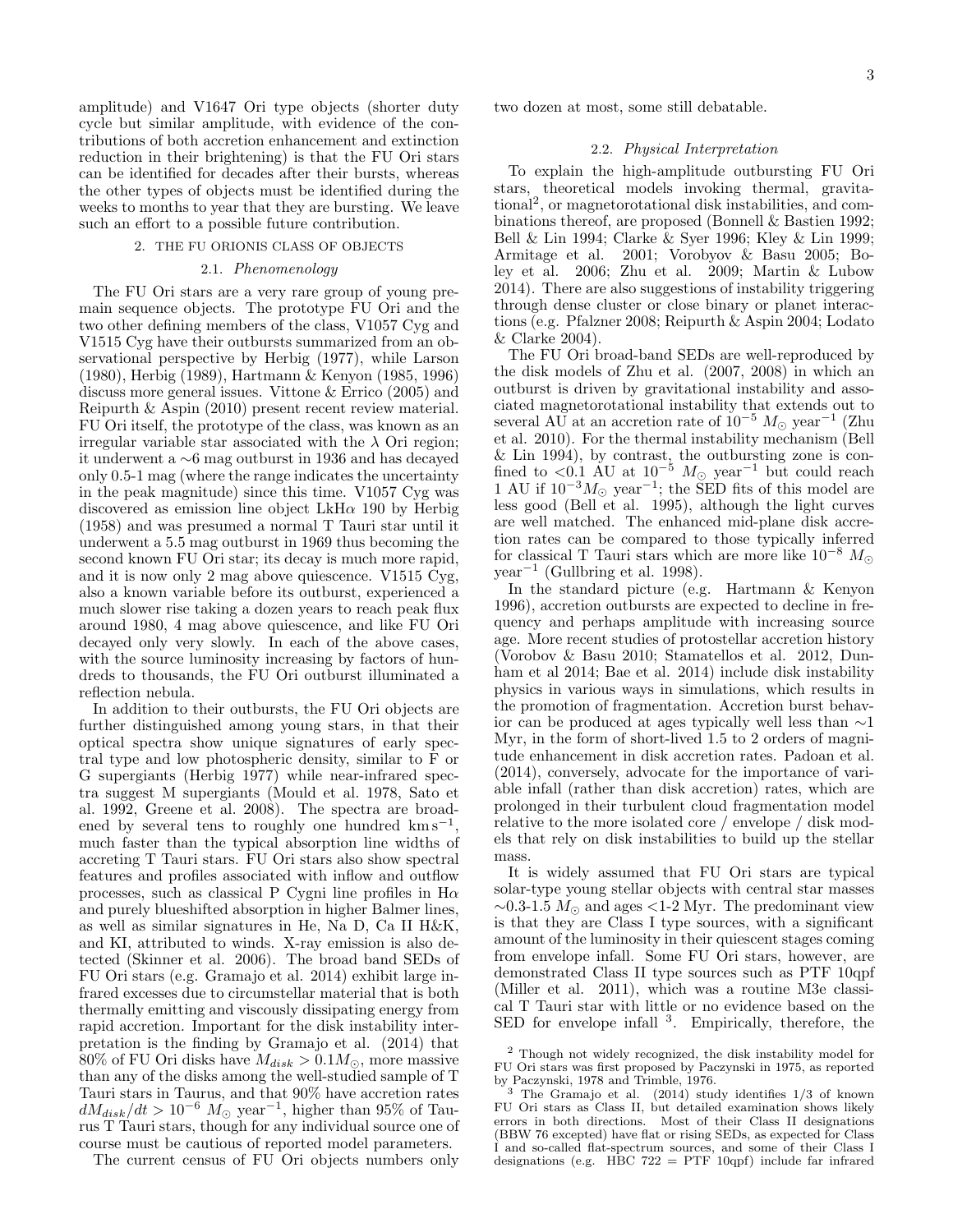amplitude) and V1647 Ori type objects (shorter duty cycle but similar amplitude, with evidence of the contributions of both accretion enhancement and extinction reduction in their brightening) is that the FU Ori stars can be identified for decades after their bursts, whereas the other types of objects must be identified during the weeks to months to year that they are bursting. We leave such an effort to a possible future contribution.

## 2. THE FU ORIONIS CLASS OF OBJECTS

### 2.1. *Phenomenology*

The FU Ori stars are a very rare group of young pre-main sequence objects. The prototype FU Ori and the two other defining members of the class, V1057 Cyg and V1515 Cyg have their outbursts summarized from an observational perspective by Herbig (1977), while Larson (1980), Herbig (1989), Hartmann & Kenyon (1985, 1996) discuss more general issues. Vittone & Errico (2005) and Reipurth & Aspin (2010) present recent review material. FU Ori itself, the prototype of the class, was known as an irregular variable star associated with the $\lambda$ Ori region; it underwent a $\sim$6 mag outburst in 1936 and has decayed only 0.5-1 mag (where the range indicates the uncertainty in the peak magnitude) since this time. V1057 Cyg was discovered as emission line object LkH$\alpha$ 190 by Herbig (1958) and was presumed a normal T Tauri star until it underwent a 5.5 mag outburst in 1969 thus becoming the second known FU Ori star; its decay is much more rapid, and it is now only 2 mag above quiescence. V1515 Cyg, also a known variable before its outburst, experienced a much slower rise taking a dozen years to reach peak flux around 1980, 4 mag above quiescence, and like FU Ori decayed only very slowly. In each of the above cases, with the source luminosity increasing by factors of hundreds to thousands, the FU Ori outburst illuminated a reflection nebula.

In addition to their outbursts, the FU Ori objects are further distinguished among young stars, in that their optical spectra show unique signatures of early spectral type and low photospheric density, similar to F or G supergiants (Herbig 1977) while near-infrared spectra suggest M supergiants (Mould et al. 1978, Sato et al. 1992, Greene et al. 2008). The spectra are broadened by several tens to roughly one hundred km s$^{-1}$, much faster than the typical absorption line widths of accreting T Tauri stars. FU Ori stars also show spectral features and profiles associated with inflow and outflow processes, such as classical P Cygni line profiles in H$\alpha$ and purely blueshifted absorption in higher Balmer lines, as well as similar signatures in He, Na D, Ca II H&K, and KI, attributed to winds. X-ray emission is also detected (Skinner et al. 2006). The broad band SEDs of FU Ori stars (e.g. Gramajo et al. 2014) exhibit large infrared excesses due to circumstellar material that is both thermally emitting and viscously dissipating energy from rapid accretion. Important for the disk instability interpretation is the finding by Gramajo et al. (2014) that 80% of FU Ori disks have $M_{disk} > 0.1 M_{\odot}$, more massive than any of the disks among the well-studied sample of T Tauri stars in Taurus, and that 90% have accretion rates $dM_{disk}/dt > 10^{-6}$ $M_{\odot}$ year$^{-1}$, higher than 95% of Taurus T Tauri stars, though for any individual source one of course must be cautious of reported model parameters.

The current census of FU Ori objects numbers only two dozen at most, some still debatable.

### 2.2. *Physical Interpretation*

To explain the high-amplitude outbursting FU Ori stars, theoretical models invoking thermal, gravitational[2], or magnetorotational disk instabilities, and combinations thereof, are proposed (Bonnell & Bastien 1992; Bell & Lin 1994; Clarke & Syer 1996; Kley & Lin 1999; Armitage et al. 2001; Vorobyov & Basu 2005; Boley et al. 2006; Zhu et al. 2009; Martin & Lubow 2014). There are also suggestions of instability triggering through dense cluster or close binary or planet interactions (e.g. Pfalzner 2008; Reipurth & Aspin 2004; Lodato & Clarke 2004).

The FU Ori broad-band SEDs are well-reproduced by the disk models of Zhu et al. (2007, 2008) in which an outburst is driven by gravitational instability and associated magnetorotational instability that extends out to several AU at an accretion rate of $10^{-5}$ $M_{\odot}$ year$^{-1}$ (Zhu et al. 2010). For the thermal instability mechanism (Bell & Lin 1994), by contrast, the outbursting zone is confined to <0.1 AU at $10^{-5}$ $M_{\odot}$ year$^{-1}$ but could reach 1 AU if $10^{-3} M_{\odot}$ year$^{-1}$; the SED fits of this model are less good (Bell et al. 1995), although the light curves are well matched. The enhanced mid-plane disk accretion rates can be compared to those typically inferred for classical T Tauri stars which are more like $10^{-8}$ $M_{\odot}$ year$^{-1}$ (Gullbring et al. 1998).

In the standard picture (e.g. Hartmann & Kenyon 1996), accretion outbursts are expected to decline in frequency and perhaps amplitude with increasing source age. More recent studies of protostellar accretion history (Vorobov & Basu 2010; Stamatellos et al. 2012, Dunham et al 2014; Bae et al. 2014) include disk instability physics in various ways in simulations, which results in the promotion of fragmentation. Accretion burst behavior can be produced at ages typically well less than $\sim$1 Myr, in the form of short-lived 1.5 to 2 orders of magnitude enhancement in disk accretion rates. Padoan et al. (2014), conversely, advocate for the importance of variable infall (rather than disk accretion) rates, which are prolonged in their turbulent cloud fragmentation model relative to the more isolated core / envelope / disk models that rely on disk instabilities to build up the stellar mass.

It is widely assumed that FU Ori stars are typical solar-type young stellar objects with central star masses $\sim$0.3-1.5 $M_{\odot}$ and ages <1-2 Myr. The predominant view is that they are Class I type sources, with a significant amount of the luminosity in their quiescent stages coming from envelope infall. Some FU Ori stars, however, are demonstrated Class II type sources such as PTF 10qpf (Miller et al. 2011), which was a routine M3e classical T Tauri star with little or no evidence based on the SED for envelope infall [3]. Empirically, therefore, the

[2] Though not widely recognized, the disk instability model for FU Ori stars was first proposed by Paczynski in 1975, as reported by Paczynski, 1978 and Trimble, 1976.

[3] The Gramajo et al. (2014) study identifies 1/3 of known FU Ori stars as Class II, but detailed examination shows likely errors in both directions. Most of their Class II designations (BBW 76 excepted) have flat or rising SEDs, as expected for Class I and so-called flat-spectrum sources, and some of their Class I designations (e.g. HBC 722 = PTF 10qpf) include far infrared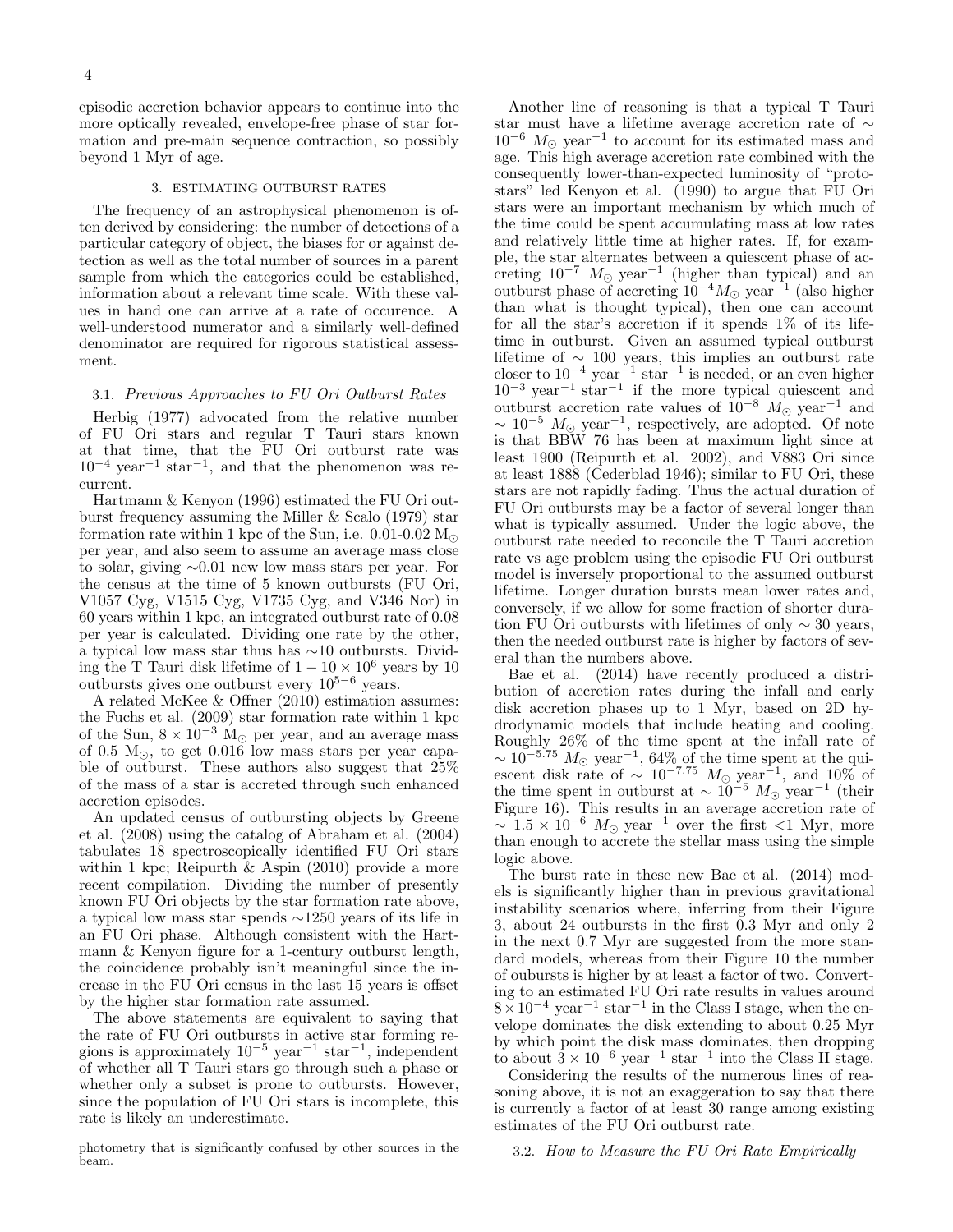episodic accretion behavior appears to continue into the more optically revealed, envelope-free phase of star formation and pre-main sequence contraction, so possibly beyond 1 Myr of age.

## 3. ESTIMATING OUTBURST RATES

The frequency of an astrophysical phenomenon is often derived by considering: the number of detections of a particular category of object, the biases for or against detection as well as the total number of sources in a parent sample from which the categories could be established, information about a relevant time scale. With these values in hand one can arrive at a rate of occurence. A well-understood numerator and a similarly well-defined denominator are required for rigorous statistical assessment.

### 3.1. *Previous Approaches to FU Ori Outburst Rates*

Herbig (1977) advocated from the relative number of FU Ori stars and regular T Tauri stars known at that time, that the FU Ori outburst rate was $10^{-4}$ year$^{-1}$ star$^{-1}$, and that the phenomenon was recurrent.

Hartmann & Kenyon (1996) estimated the FU Ori outburst frequency assuming the Miller & Scalo (1979) star formation rate within 1 kpc of the Sun, i.e. 0.01-0.02 $M_\odot$ per year, and also seem to assume an average mass close to solar, giving $\sim$0.01 new low mass stars per year. For the census at the time of 5 known outbursts (FU Ori, V1057 Cyg, V1515 Cyg, V1735 Cyg, and V346 Nor) in 60 years within 1 kpc, an integrated outburst rate of 0.08 per year is calculated. Dividing one rate by the other, a typical low mass star thus has $\sim$10 outbursts. Dividing the T Tauri disk lifetime of $1 - 10 \times 10^6$ years by 10 outbursts gives one outburst every $10^{5-6}$ years.

A related McKee & Offner (2010) estimation assumes: the Fuchs et al. (2009) star formation rate within 1 kpc of the Sun, $8 \times 10^{-3}$ $M_\odot$ per year, and an average mass of 0.5 $M_\odot$, to get 0.016 low mass stars per year capable of outburst. These authors also suggest that 25% of the mass of a star is accreted through such enhanced accretion episodes.

An updated census of outbursting objects by Greene et al. (2008) using the catalog of Abraham et al. (2004) tabulates 18 spectroscopically identified FU Ori stars within 1 kpc; Reipurth & Aspin (2010) provide a more recent compilation. Dividing the number of presently known FU Ori objects by the star formation rate above, a typical low mass star spends $\sim$1250 years of its life in an FU Ori phase. Although consistent with the Hartmann & Kenyon figure for a 1-century outburst length, the coincidence probably isn't meaningful since the increase in the FU Ori census in the last 15 years is offset by the higher star formation rate assumed.

The above statements are equivalent to saying that the rate of FU Ori outbursts in active star forming regions is approximately $10^{-5}$ year$^{-1}$ star$^{-1}$, independent of whether all T Tauri stars go through such a phase or whether only a subset is prone to outbursts. However, since the population of FU Ori stars is incomplete, this rate is likely an underestimate.

Another line of reasoning is that a typical T Tauri star must have a lifetime average accretion rate of $\sim 10^{-6}$ $M_\odot$ year$^{-1}$ to account for its estimated mass and age. This high average accretion rate combined with the consequently lower-than-expected luminosity of "protostars" led Kenyon et al. (1990) to argue that FU Ori stars were an important mechanism by which much of the time could be spent accumulating mass at low rates and relatively little time at higher rates. If, for example, the star alternates between a quiescent phase of accreting $10^{-7}$ $M_\odot$ year$^{-1}$ (higher than typical) and an outburst phase of accreting $10^{-4} M_\odot$ year$^{-1}$ (also higher than what is thought typical), then one can account for all the star's accretion if it spends 1% of its lifetime in outburst. Given an assumed typical outburst lifetime of $\sim$ 100 years, this implies an outburst rate closer to $10^{-4}$ year$^{-1}$ star$^{-1}$ is needed, or an even higher $10^{-3}$ year$^{-1}$ star$^{-1}$ if the more typical quiescent and outburst accretion rate values of $10^{-8}$ $M_\odot$ year$^{-1}$ and $\sim 10^{-5}$ $M_\odot$ year$^{-1}$, respectively, are adopted. Of note is that BBW 76 has been at maximum light since at least 1900 (Reipurth et al. 2002), and V883 Ori since at least 1888 (Cederblad 1946); similar to FU Ori, these stars are not rapidly fading. Thus the actual duration of FU Ori outbursts may be a factor of several longer than what is typically assumed. Under the logic above, the outburst rate needed to reconcile the T Tauri accretion rate vs age problem using the episodic FU Ori outburst model is inversely proportional to the assumed outburst lifetime. Longer duration bursts mean lower rates and, conversely, if we allow for some fraction of shorter duration FU Ori outbursts with lifetimes of only $\sim$ 30 years, then the needed outburst rate is higher by factors of several than the numbers above.

Bae et al. (2014) have recently produced a distribution of accretion rates during the infall and early disk accretion phases up to 1 Myr, based on 2D hydrodynamic models that include heating and cooling. Roughly 26% of the time spent at the infall rate of $\sim 10^{-5.75}$ $M_\odot$ year$^{-1}$, 64% of the time spent at the quiescent disk rate of $\sim 10^{-7.75}$ $M_\odot$ year$^{-1}$, and 10% of the time spent in outburst at $\sim 10^{-5}$ $M_\odot$ year$^{-1}$ (their Figure 16). This results in an average accretion rate of $\sim 1.5 \times 10^{-6}$ $M_\odot$ year$^{-1}$ over the first <1 Myr, more than enough to accrete the stellar mass using the simple logic above.

The burst rate in these new Bae et al. (2014) models is significantly higher than in previous gravitational instability scenarios where, inferring from their Figure 3, about 24 outbursts in the first 0.3 Myr and only 2 in the next 0.7 Myr are suggested from the more standard models, whereas from their Figure 10 the number of oubursts is higher by at least a factor of two. Converting to an estimated FU Ori rate results in values around $8 \times 10^{-4}$ year$^{-1}$ star$^{-1}$ in the Class I stage, when the envelope dominates the disk extending to about 0.25 Myr by which point the disk mass dominates, then dropping to about $3 \times 10^{-6}$ year$^{-1}$ star$^{-1}$ into the Class II stage.

Considering the results of the numerous lines of reasoning above, it is not an exaggeration to say that there is currently a factor of at least 30 range among existing estimates of the FU Ori outburst rate.

### 3.2. *How to Measure the FU Ori Rate Empirically*

photometry that is significantly confused by other sources in the beam.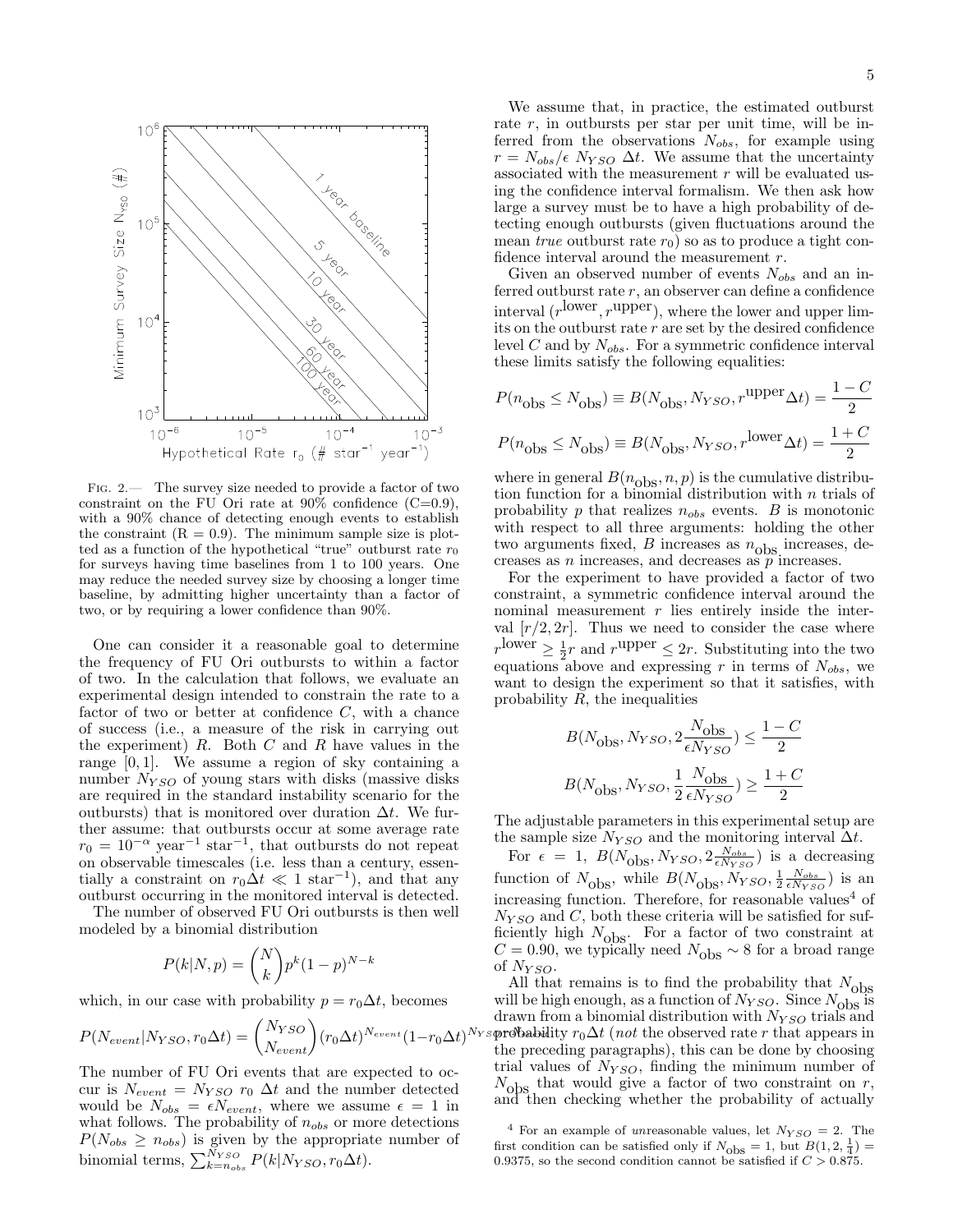FIG. 2.— The survey size needed to provide a factor of two constraint on the FU Ori rate at 90% confidence (C=0.9), with a 90% chance of detecting enough events to establish the constraint (R = 0.9). The minimum sample size is plotted as a function of the hypothetical "true" outburst rate $r_0$ for surveys having time baselines from 1 to 100 years. One may reduce the needed survey size by choosing a longer time baseline, by admitting higher uncertainty than a factor of two, or by requiring a lower confidence than 90%.

One can consider it a reasonable goal to determine the frequency of FU Ori outbursts to within a factor of two. In the calculation that follows, we evaluate an experimental design intended to constrain the rate to a factor of two or better at confidence $C$, with a chance of success (i.e., a measure of the risk in carrying out the experiment) $R$. Both $C$ and $R$ have values in the range $[0, 1]$. We assume a region of sky containing a number $N_{YSO}$ of young stars with disks (massive disks are required in the standard instability scenario for the outbursts) that is monitored over duration $\Delta t$. We further assume: that outbursts occur at some average rate $r_0 = 10^{-\alpha}$ year$^{-1}$ star$^{-1}$, that outbursts do not repeat on observable timescales (i.e. less than a century, essentially a constraint on $r_0 \Delta t \ll 1$ star$^{-1}$), and that any outburst occurring in the monitored interval is detected.

The number of observed FU Ori outbursts is then well modeled by a binomial distribution

$$P(k|N,p) = \binom{N}{k} p^k (1-p)^{N-k}$$

which, in our case with probability $p = r_0 \Delta t$, becomes

$$P(N_{event}|N_{YSO}, r_0\Delta t) = \binom{N_{YSO}}{N_{event}} (r_0\Delta t)^{N_{event}} (1-r_0\Delta t)^{N_{YSO}-N_{event}}$$

The number of FU Ori events that are expected to occur is $N_{event} = N_{YSO}\ r_0\ \Delta t$ and the number detected would be $N_{obs} = \epsilon N_{event}$, where we assume $\epsilon = 1$ in what follows. The probability of $n_{obs}$ or more detections $P(N_{obs} \geq n_{obs})$ is given by the appropriate number of binomial terms, $\sum_{k=n_{obs}}^{N_{YSO}} P(k|N_{YSO}, r_0\Delta t)$.

We assume that, in practice, the estimated outburst rate $r$, in outbursts per star per unit time, will be inferred from the observations $N_{obs}$, for example using $r = N_{obs}/\epsilon\ N_{YSO}\ \Delta t$. We assume that the uncertainty associated with the measurement $r$ will be evaluated using the confidence interval formalism. We then ask how large a survey must be to have a high probability of detecting enough outbursts (given fluctuations around the mean *true* outburst rate $r_0$) so as to produce a tight confidence interval around the measurement $r$.

Given an observed number of events $N_{obs}$ and an inferred outburst rate $r$, an observer can define a confidence interval $(r^{\rm lower}, r^{\rm upper})$, where the lower and upper limits on the outburst rate $r$ are set by the desired confidence level $C$ and by $N_{obs}$. For a symmetric confidence interval these limits satisfy the following equalities:

$$P(n_{\rm obs} \leq N_{\rm obs}) \equiv B(N_{\rm obs}, N_{YSO}, r^{\rm upper}\Delta t) = \frac{1-C}{2}$$

$$P(n_{\rm obs} \leq N_{\rm obs}) \equiv B(N_{\rm obs}, N_{YSO}, r^{\rm lower}\Delta t) = \frac{1+C}{2}$$

where in general $B(n_{\rm obs}, n, p)$ is the cumulative distribution function for a binomial distribution with $n$ trials of probability $p$ that realizes $n_{obs}$ events. $B$ is monotonic with respect to all three arguments: holding the other two arguments fixed, $B$ increases as $n_{\rm obs}$ increases, decreases as $n$ increases, and decreases as $p$ increases.

For the experiment to have provided a factor of two constraint, a symmetric confidence interval around the nominal measurement $r$ lies entirely inside the interval $[r/2, 2r]$. Thus we need to consider the case where $r^{\rm lower} \geq \frac{1}{2} r$ and $r^{\rm upper} \leq 2r$. Substituting into the two equations above and expressing $r$ in terms of $N_{obs}$, we want to design the experiment so that it satisfies, with probability $R$, the inequalities

$$B(N_{\rm obs}, N_{YSO}, 2\frac{N_{\rm obs}}{\epsilon N_{YSO}}) \leq \frac{1-C}{2}$$

$$B(N_{\rm obs}, N_{YSO}, \frac{1}{2}\frac{N_{\rm obs}}{\epsilon N_{YSO}}) \geq \frac{1+C}{2}$$

The adjustable parameters in this experimental setup are the sample size $N_{YSO}$ and the monitoring interval $\Delta t$.

For $\epsilon = 1$, $B(N_{\rm obs}, N_{YSO}, 2\frac{N_{obs}}{\epsilon N_{YSO}})$ is a decreasing function of $N_{\rm obs}$, while $B(N_{\rm obs}, N_{YSO}, \frac{1}{2}\frac{N_{obs}}{\epsilon N_{YSO}})$ is an increasing function. Therefore, for reasonable values[4] of $N_{YSO}$ and $C$, both these criteria will be satisfied for sufficiently high $N_{\rm obs}$. For a factor of two constraint at $C = 0.90$, we typically need $N_{\rm obs} \sim 8$ for a broad range of $N_{YSO}$.

All that remains is to find the probability that $N_{\rm obs}$ will be high enough, as a function of $N_{YSO}$. Since $N_{\rm obs}$ is drawn from a binomial distribution with $N_{YSO}$ trials and probability $r_0\Delta t$ (*not* the observed rate $r$ that appears in the preceding paragraphs), this can be done by choosing trial values of $N_{YSO}$, finding the minimum number of $N_{\rm obs}$ that would give a factor of two constraint on $r$, and then checking whether the probability of actually

[4] For an example of *un*reasonable values, let $N_{YSO} = 2$. The first condition can be satisfied only if $N_{\rm obs} = 1$, but $B(1, 2, \frac{1}{4}) = 0.9375$, so the second condition cannot be satisfied if $C > 0.875$.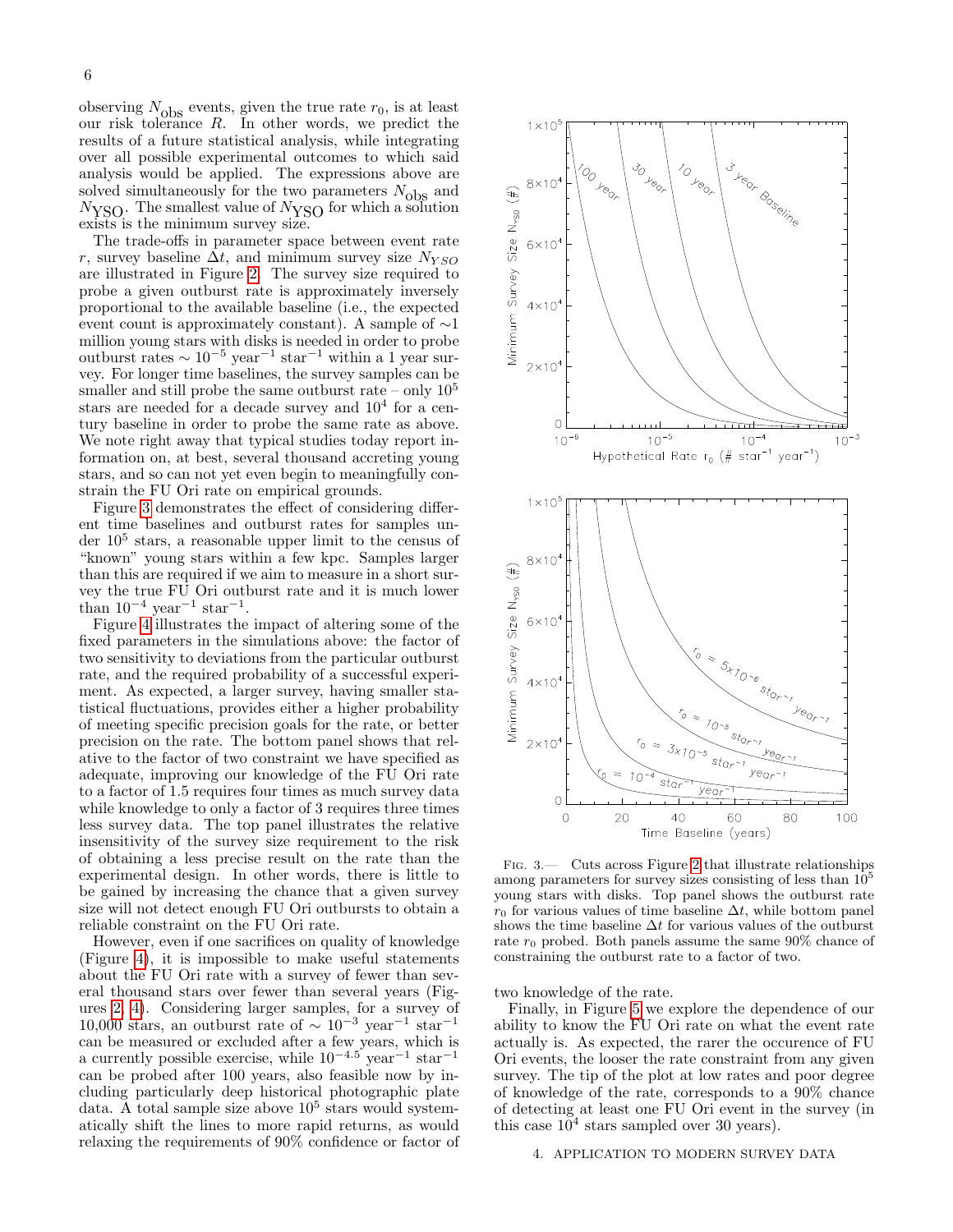observing $N_{\rm obs}$ events, given the true rate $r_0$, is at least our risk tolerance $R$. In other words, we predict the results of a future statistical analysis, while integrating over all possible experimental outcomes to which said analysis would be applied. The expressions above are solved simultaneously for the two parameters $N_{\rm obs}$ and $N_{\rm YSO}$. The smallest value of $N_{\rm YSO}$ for which a solution exists is the minimum survey size.

The trade-offs in parameter space between event rate $r$, survey baseline $\Delta t$, and minimum survey size $N_{YSO}$ are illustrated in Figure 2. The survey size required to probe a given outburst rate is approximately inversely proportional to the available baseline (i.e., the expected event count is approximately constant). A sample of $\sim$1 million young stars with disks is needed in order to probe outburst rates $\sim 10^{-5}$ year$^{-1}$ star$^{-1}$ within a 1 year survey. For longer time baselines, the survey samples can be smaller and still probe the same outburst rate – only $10^5$ stars are needed for a decade survey and $10^4$ for a century baseline in order to probe the same rate as above. We note right away that typical studies today report information on, at best, several thousand accreting young stars, and so can not yet even begin to meaningfully constrain the FU Ori rate on empirical grounds.

Figure 3 demonstrates the effect of considering different time baselines and outburst rates for samples under $10^5$ stars, a reasonable upper limit to the census of "known" young stars within a few kpc. Samples larger than this are required if we aim to measure in a short survey the true FU Ori outburst rate and it is much lower than $10^{-4}$ year$^{-1}$ star$^{-1}$.

Figure 4 illustrates the impact of altering some of the fixed parameters in the simulations above: the factor of two sensitivity to deviations from the particular outburst rate, and the required probability of a successful experiment. As expected, a larger survey, having smaller statistical fluctuations, provides either a higher probability of meeting specific precision goals for the rate, or better precision on the rate. The bottom panel shows that relative to the factor of two constraint we have specified as adequate, improving our knowledge of the FU Ori rate to a factor of 1.5 requires four times as much survey data while knowledge to only a factor of 3 requires three times less survey data. The top panel illustrates the relative insensitivity of the survey size requirement to the risk of obtaining a less precise result on the rate than the experimental design. In other words, there is little to be gained by increasing the chance that a given survey size will not detect enough FU Ori outbursts to obtain a reliable constraint on the FU Ori rate.

However, even if one sacrifices on quality of knowledge (Figure 4), it is impossible to make useful statements about the FU Ori rate with a survey of fewer than several thousand stars over fewer than several years (Figures 2, 4). Considering larger samples, for a survey of 10,000 stars, an outburst rate of $\sim 10^{-3}$ year$^{-1}$ star$^{-1}$ can be measured or excluded after a few years, which is a currently possible exercise, while $10^{-4.5}$ year$^{-1}$ star$^{-1}$ can be probed after 100 years, also feasible now by including particularly deep historical photographic plate data. A total sample size above $10^5$ stars would systematically shift the lines to more rapid returns, as would relaxing the requirements of 90% confidence or factor of two knowledge of the rate.

Fig. 3.— Cuts across Figure 2 that illustrate relationships among parameters for survey sizes consisting of less than $10^5$ young stars with disks. Top panel shows the outburst rate $r_0$ for various values of time baseline $\Delta t$, while bottom panel shows the time baseline $\Delta t$ for various values of the outburst rate $r_0$ probed. Both panels assume the same 90% chance of constraining the outburst rate to a factor of two.

Finally, in Figure 5 we explore the dependence of our ability to know the FU Ori rate on what the event rate actually is. As expected, the rarer the occurence of FU Ori events, the looser the rate constraint from any given survey. The tip of the plot at low rates and poor degree of knowledge of the rate, corresponds to a 90% chance of detecting at least one FU Ori event in the survey (in this case $10^4$ stars sampled over 30 years).

## 4. APPLICATION TO MODERN SURVEY DATA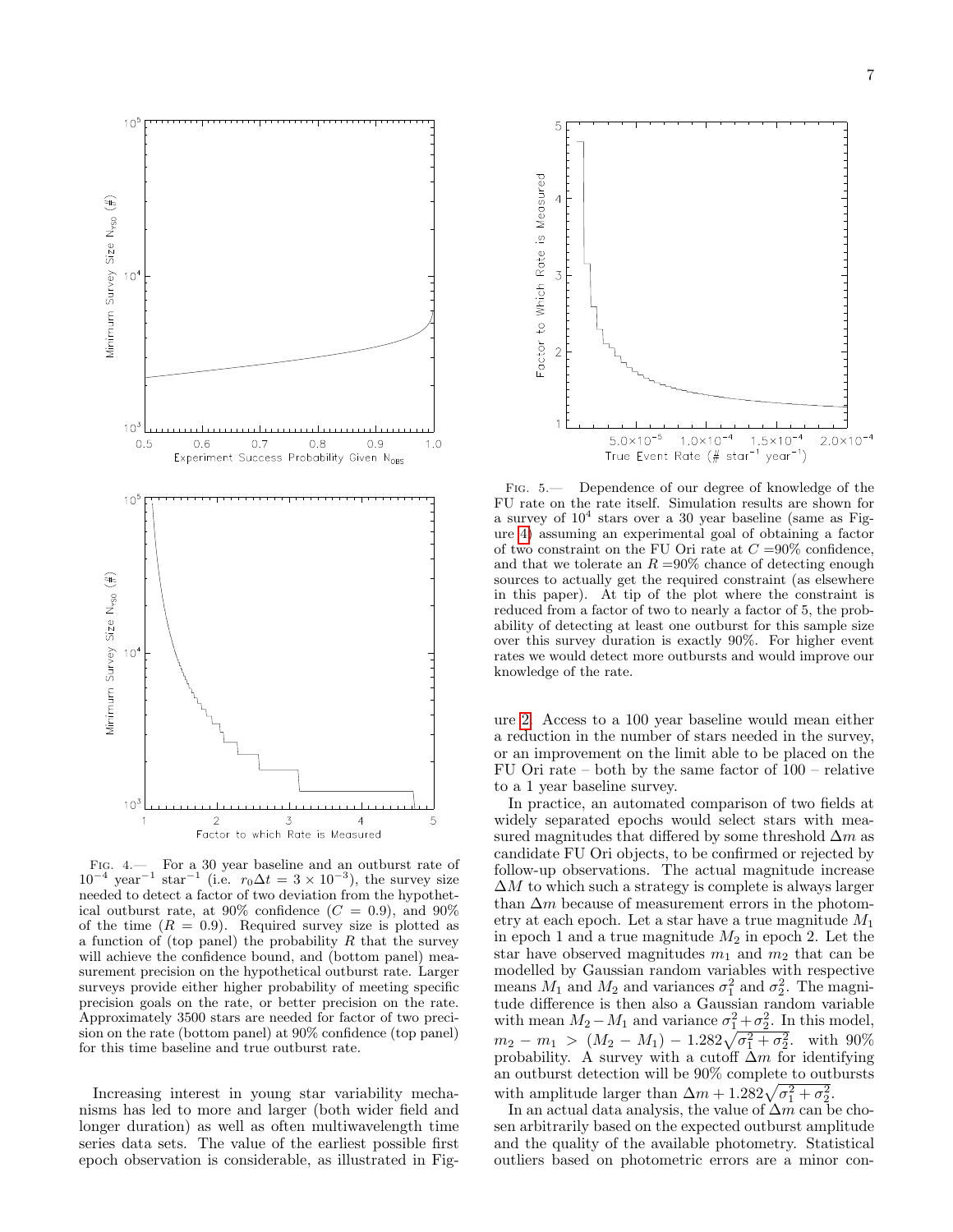FIG. 4.— For a 30 year baseline and an outburst rate of $10^{-4}$ year$^{-1}$ star$^{-1}$ (i.e. $r_0 \Delta t = 3 \times 10^{-3}$), the survey size needed to detect a factor of two deviation from the hypothetical outburst rate, at 90% confidence ($C = 0.9$), and 90% of the time ($R = 0.9$). Required survey size is plotted as a function of (top panel) the probability $R$ that the survey will achieve the confidence bound, and (bottom panel) measurement precision on the hypothetical outburst rate. Larger surveys provide either higher probability of meeting specific precision goals on the rate, or better precision on the rate. Approximately 3500 stars are needed for factor of two precision on the rate (bottom panel) at 90% confidence (top panel) for this time baseline and true outburst rate.

FIG. 5.— Dependence of our degree of knowledge of the FU rate on the rate itself. Simulation results are shown for a survey of $10^4$ stars over a 30 year baseline (same as Figure 4) assuming an experimental goal of obtaining a factor of two constraint on the FU Ori rate at $C$ =90% confidence, and that we tolerate an $R$ =90% chance of detecting enough sources to actually get the required constraint (as elsewhere in this paper). At tip of the plot where the constraint is reduced from a factor of two to nearly a factor of 5, the probability of detecting at least one outburst for this sample size over this survey duration is exactly 90%. For higher event rates we would detect more outbursts and would improve our knowledge of the rate.

Increasing interest in young star variability mechanisms has led to more and larger (both wider field and longer duration) as well as often multiwavelength time series data sets. The value of the earliest possible first epoch observation is considerable, as illustrated in Figure 2. Access to a 100 year baseline would mean either a reduction in the number of stars needed in the survey, or an improvement on the limit able to be placed on the FU Ori rate – both by the same factor of 100 – relative to a 1 year baseline survey.

In practice, an automated comparison of two fields at widely separated epochs would select stars with measured magnitudes that differed by some threshold $\Delta m$ as candidate FU Ori objects, to be confirmed or rejected by follow-up observations. The actual magnitude increase $\Delta M$ to which such a strategy is complete is always larger than $\Delta m$ because of measurement errors in the photometry at each epoch. Let a star have a true magnitude $M_1$ in epoch 1 and a true magnitude $M_2$ in epoch 2. Let the star have observed magnitudes $m_1$ and $m_2$ that can be modelled by Gaussian random variables with respective means $M_1$ and $M_2$ and variances $\sigma_1^2$ and $\sigma_2^2$. The magnitude difference is then also a Gaussian random variable with mean $M_2 - M_1$ and variance $\sigma_1^2 + \sigma_2^2$. In this model, $m_2 - m_1 > (M_2 - M_1) - 1.282\sqrt{\sigma_1^2 + \sigma_2^2}$. with 90% probability. A survey with a cutoff $\Delta m$ for identifying an outburst detection will be 90% complete to outbursts with amplitude larger than $\Delta m + 1.282\sqrt{\sigma_1^2 + \sigma_2^2}$.

In an actual data analysis, the value of $\Delta m$ can be chosen arbitrarily based on the expected outburst amplitude and the quality of the available photometry. Statistical outliers based on photometric errors are a minor con-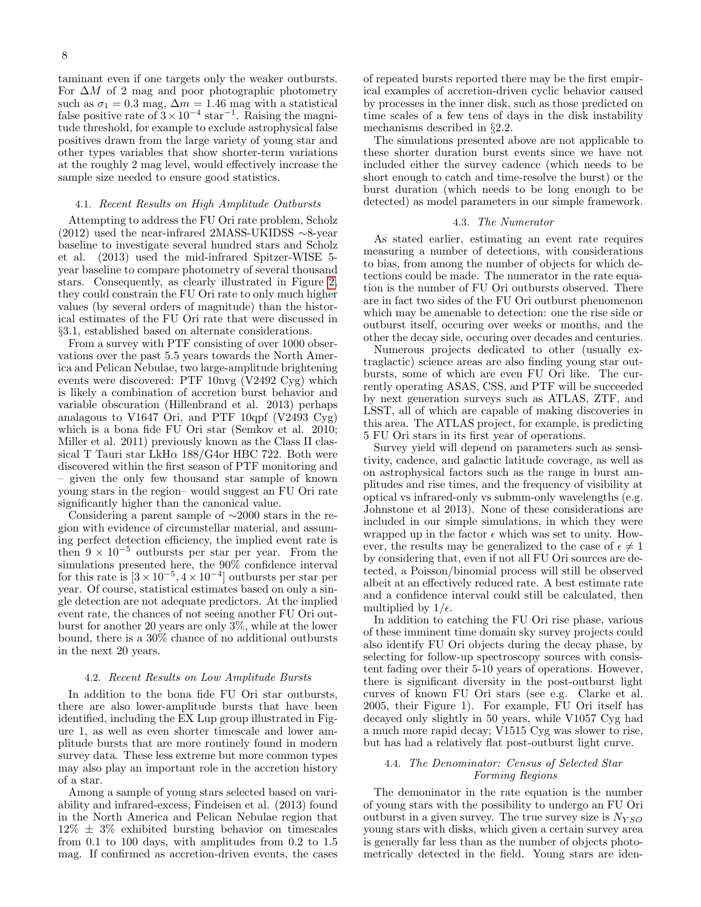taminant even if one targets only the weaker outbursts. For $\Delta M$ of 2 mag and poor photographic photometry such as $\sigma_1 = 0.3$ mag, $\Delta m = 1.46$ mag with a statistical false positive rate of $3 \times 10^{-4}$ star$^{-1}$. Raising the magnitude threshold, for example to exclude astrophysical false positives drawn from the large variety of young star and other types variables that show shorter-term variations at the roughly 2 mag level, would effectively increase the sample size needed to ensure good statistics.

### 4.1. *Recent Results on High Amplitude Outbursts*

Attempting to address the FU Ori rate problem, Scholz (2012) used the near-infrared 2MASS-UKIDSS ∼8-year baseline to investigate several hundred stars and Scholz et al. (2013) used the mid-infrared Spitzer-WISE 5-year baseline to compare photometry of several thousand stars. Consequently, as clearly illustrated in Figure 2, they could constrain the FU Ori rate to only much higher values (by several orders of magnitude) than the historical estimates of the FU Ori rate that were discussed in §3.1, established based on alternate considerations.

From a survey with PTF consisting of over 1000 observations over the past 5.5 years towards the North America and Pelican Nebulae, two large-amplitude brightening events were discovered: PTF 10nvg (V2492 Cyg) which is likely a combination of accretion burst behavior and variable obscuration (Hillenbrand et al. 2013) perhaps analagous to V1647 Ori, and PTF 10qpf (V2493 Cyg) which is a bona fide FU Ori star (Semkov et al. 2010; Miller et al. 2011) previously known as the Class II classical T Tauri star LkH$\alpha$ 188/G4or HBC 722. Both were discovered within the first season of PTF monitoring and – given the only few thousand star sample of known young stars in the region– would suggest an FU Ori rate significantly higher than the canonical value.

Considering a parent sample of ∼2000 stars in the region with evidence of circumstellar material, and assuming perfect detection efficiency, the implied event rate is then $9 \times 10^{-5}$ outbursts per star per year. From the simulations presented here, the 90% confidence interval for this rate is $[3 \times 10^{-5}, 4 \times 10^{-4}]$ outbursts per star per year. Of course, statistical estimates based on only a single detection are not adequate predictors. At the implied event rate, the chances of not seeing another FU Ori outburst for another 20 years are only 3%, while at the lower bound, there is a 30% chance of no additional outbursts in the next 20 years.

### 4.2. *Recent Results on Low Amplitude Bursts*

In addition to the bona fide FU Ori star outbursts, there are also lower-amplitude bursts that have been identified, including the EX Lup group illustrated in Figure 1, as well as even shorter timescale and lower amplitude bursts that are more routinely found in modern survey data. These less extreme but more common types may also play an important role in the accretion history of a star.

Among a sample of young stars selected based on variability and infrared-excess, Findeisen et al. (2013) found in the North America and Pelican Nebulae region that 12% ± 3% exhibited bursting behavior on timescales from 0.1 to 100 days, with amplitudes from 0.2 to 1.5 mag. If confirmed as accretion-driven events, the cases of repeated bursts reported there may be the first empirical examples of accretion-driven cyclic behavior caused by processes in the inner disk, such as those predicted on time scales of a few tens of days in the disk instability mechanisms described in §2.2.

The simulations presented above are not applicable to these shorter duration burst events since we have not included either the survey cadence (which needs to be short enough to catch and time-resolve the burst) or the burst duration (which needs to be long enough to be detected) as model parameters in our simple framework.

### 4.3. *The Numerator*

As stated earlier, estimating an event rate requires measuring a number of detections, with considerations to bias, from among the number of objects for which detections could be made. The numerator in the rate equation is the number of FU Ori outbursts observed. There are in fact two sides of the FU Ori outburst phenomenon which may be amenable to detection: one the rise side or outburst itself, occuring over weeks or months, and the other the decay side, occuring over decades and centuries.

Numerous projects dedicated to other (usually extraglactic) science areas are also finding young star outbursts, some of which are even FU Ori like. The currently operating ASAS, CSS, and PTF will be succeeded by next generation surveys such as ATLAS, ZTF, and LSST, all of which are capable of making discoveries in this area. The ATLAS project, for example, is predicting 5 FU Ori stars in its first year of operations.

Survey yield will depend on parameters such as sensitivity, cadence, and galactic latitude coverage, as well as on astrophysical factors such as the range in burst amplitudes and rise times, and the frequency of visibility at optical vs infrared-only vs submm-only wavelengths (e.g. Johnstone et al 2013). None of these considerations are included in our simple simulations, in which they were wrapped up in the factor $\epsilon$ which was set to unity. However, the results may be generalized to the case of $\epsilon \neq 1$ by considering that, even if not all FU Ori sources are detected, a Poisson/binomial process will still be observed albeit at an effectively reduced rate. A best estimate rate and a confidence interval could still be calculated, then multiplied by $1/\epsilon$.

In addition to catching the FU Ori rise phase, various of these imminent time domain sky survey projects could also identify FU Ori objects during the decay phase, by selecting for follow-up spectroscopy sources with consistent fading over their 5-10 years of operations. However, there is significant diversity in the post-outburst light curves of known FU Ori stars (see e.g. Clarke et al. 2005, their Figure 1). For example, FU Ori itself has decayed only slightly in 50 years, while V1057 Cyg had a much more rapid decay; V1515 Cyg was slower to rise, but has had a relatively flat post-outburst light curve.

### 4.4. *The Denominator: Census of Selected Star Forming Regions*

The demoninator in the rate equation is the number of young stars with the possibility to undergo an FU Ori outburst in a given survey. The true survey size is $N_{YSO}$ young stars with disks, which given a certain survey area is generally far less than as the number of objects photometrically detected in the field. Young stars are iden-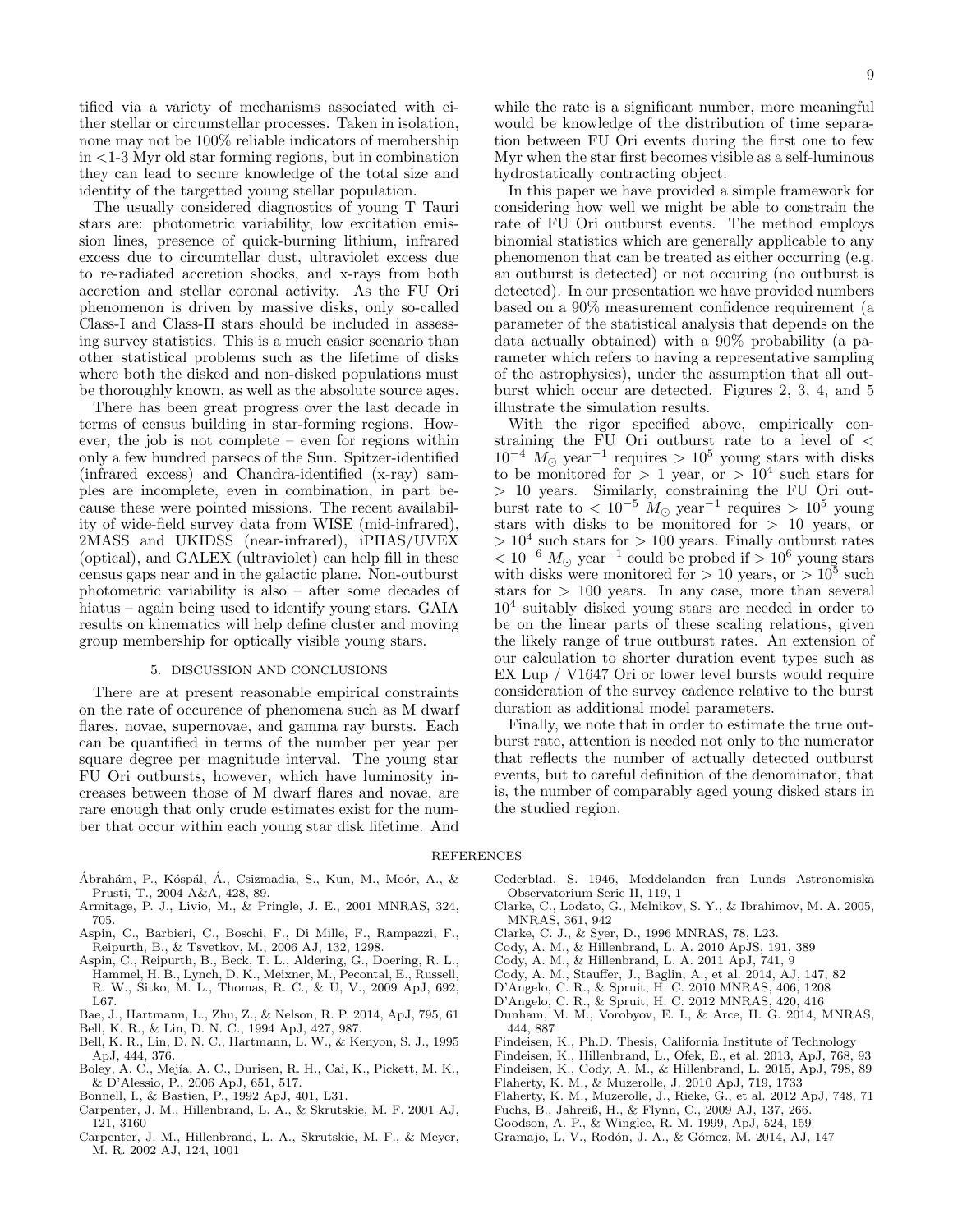tified via a variety of mechanisms associated with either stellar or circumstellar processes. Taken in isolation, none may not be 100% reliable indicators of membership in <1-3 Myr old star forming regions, but in combination they can lead to secure knowledge of the total size and identity of the targetted young stellar population.

The usually considered diagnostics of young T Tauri stars are: photometric variability, low excitation emission lines, presence of quick-burning lithium, infrared excess due to circumstellar dust, ultraviolet excess due to re-radiated accretion shocks, and x-rays from both accretion and stellar coronal activity. As the FU Ori phenomenon is driven by massive disks, only so-called Class-I and Class-II stars should be included in assessing survey statistics. This is a much easier scenario than other statistical problems such as the lifetime of disks where both the disked and non-disked populations must be thoroughly known, as well as the absolute source ages.

There has been great progress over the last decade in terms of census building in star-forming regions. However, the job is not complete – even for regions within only a few hundred parsecs of the Sun. Spitzer-identified (infrared excess) and Chandra-identified (x-ray) samples are incomplete, even in combination, in part because these were pointed missions. The recent availability of wide-field survey data from WISE (mid-infrared), 2MASS and UKIDSS (near-infrared), iPHAS/UVEX (optical), and GALEX (ultraviolet) can help fill in these census gaps near and in the galactic plane. Non-outburst photometric variability is also – after some decades of hiatus – again being used to identify young stars. GAIA results on kinematics will help define cluster and moving group membership for optically visible young stars.

## 5. DISCUSSION AND CONCLUSIONS

There are at present reasonable empirical constraints on the rate of occurence of phenomena such as M dwarf flares, novae, supernovae, and gamma ray bursts. Each can be quantified in terms of the number per year per square degree per magnitude interval. The young star FU Ori outbursts, however, which have luminosity increases between those of M dwarf flares and novae, are rare enough that only crude estimates exist for the number that occur within each young star disk lifetime. And while the rate is a significant number, more meaningful would be knowledge of the distribution of time separation between FU Ori events during the first one to few Myr when the star first becomes visible as a self-luminous hydrostatically contracting object.

In this paper we have provided a simple framework for considering how well we might be able to constrain the rate of FU Ori outburst events. The method employs binomial statistics which are generally applicable to any phenomenon that can be treated as either occurring (e.g. an outburst is detected) or not occuring (no outburst is detected). In our presentation we have provided numbers based on a 90% measurement confidence requirement (a parameter of the statistical analysis that depends on the data actually obtained) with a 90% probability (a parameter which refers to having a representative sampling of the astrophysics), under the assumption that all outburst which occur are detected. Figures 2, 3, 4, and 5 illustrate the simulation results.

With the rigor specified above, empirically constraining the FU Ori outburst rate to a level of $< 10^{-4}$ $M_{\odot}$ year$^{-1}$ requires $> 10^5$ young stars with disks to be monitored for $> 1$ year, or $> 10^4$ such stars for $> 10$ years. Similarly, constraining the FU Ori outburst rate to $< 10^{-5}$ $M_{\odot}$ year$^{-1}$ requires $> 10^5$ young stars with disks to be monitored for $> 10$ years, or $> 10^4$ such stars for $> 100$ years. Finally outburst rates $< 10^{-6}$ $M_{\odot}$ year$^{-1}$ could be probed if $> 10^6$ young stars with disks were monitored for $> 10$ years, or $> 10^5$ such stars for $> 100$ years. In any case, more than several $10^4$ suitably disked young stars are needed in order to be on the linear parts of these scaling relations, given the likely range of true outburst rates. An extension of our calculation to shorter duration event types such as EX Lup / V1647 Ori or lower level bursts would require consideration of the survey cadence relative to the burst duration as additional model parameters.

Finally, we note that in order to estimate the true outburst rate, attention is needed not only to the numerator that reflects the number of actually detected outburst events, but to careful definition of the denominator, that is, the number of comparably aged young disked stars in the studied region.

## REFERENCES

Ábrahám, P., Kóspál, Á., Csizmadia, S., Kun, M., Moór, A., & Prusti, T., 2004 A&A, 428, 89.

Armitage, P. J., Livio, M., & Pringle, J. E., 2001 MNRAS, 324, 705.

Aspin, C., Barbieri, C., Boschi, F., Di Mille, F., Rampazzi, F., Reipurth, B., & Tsvetkov, M., 2006 AJ, 132, 1298.

Aspin, C., Reipurth, B., Beck, T. L., Aldering, G., Doering, R. L., Hammel, H. B., Lynch, D. K., Meixner, M., Pecontal, E., Russell, R. W., Sitko, M. L., Thomas, R. C., & U, V., 2009 ApJ, 692, L67.

Bae, J., Hartmann, L., Zhu, Z., & Nelson, R. P. 2014, ApJ, 795, 61

Bell, K. R., & Lin, D. N. C., 1994 ApJ, 427, 987.

Bell, K. R., Lin, D. N. C., Hartmann, L. W., & Kenyon, S. J., 1995 ApJ, 444, 376.

Boley, A. C., Mejía, A. C., Durisen, R. H., Cai, K., Pickett, M. K., & D'Alessio, P., 2006 ApJ, 651, 517.

Bonnell, I., & Bastien, P., 1992 ApJ, 401, L31.

Carpenter, J. M., Hillenbrand, L. A., & Skrutskie, M. F. 2001 AJ, 121, 3160

Carpenter, J. M., Hillenbrand, L. A., Skrutskie, M. F., & Meyer, M. R. 2002 AJ, 124, 1001

Cederblad, S. 1946, Meddelanden fran Lunds Astronomiska Observatorium Serie II, 119, 1

Clarke, C., Lodato, G., Melnikov, S. Y., & Ibrahimov, M. A. 2005, MNRAS, 361, 942

Clarke, C. J., & Syer, D., 1996 MNRAS, 78, L23.

Cody, A. M., & Hillenbrand, L. A. 2010 ApJS, 191, 389

Cody, A. M., & Hillenbrand, L. A. 2011 ApJ, 741, 9

Cody, A. M., Stauffer, J., Baglin, A., et al. 2014, AJ, 147, 82

D'Angelo, C. R., & Spruit, H. C. 2010 MNRAS, 406, 1208

D'Angelo, C. R., & Spruit, H. C. 2012 MNRAS, 420, 416

Dunham, M. M., Vorobyov, E. I., & Arce, H. G. 2014, MNRAS, 444, 887

Findeisen, K., Ph.D. Thesis, California Institute of Technology

Findeisen, K., Hillenbrand, L., Ofek, E., et al. 2013, ApJ, 768, 93

Findeisen, K., Cody, A. M., & Hillenbrand, L. 2015, ApJ, 798, 89

Flaherty, K. M., & Muzerolle, J. 2010 ApJ, 719, 1733

Flaherty, K. M., Muzerolle, J., Rieke, G., et al. 2012 ApJ, 748, 71

Fuchs, B., Jahreiß, H., & Flynn, C., 2009 AJ, 137, 266.

Goodson, A. P., & Winglee, R. M. 1999, ApJ, 524, 159

Gramajo, L. V., Rodón, J. A., & Gómez, M. 2014, AJ, 147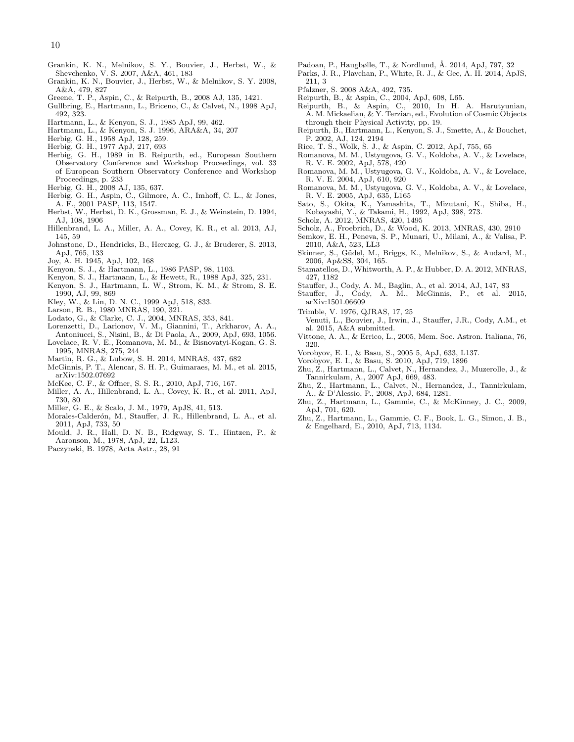Grankin, K. N., Melnikov, S. Y., Bouvier, J., Herbst, W., & Shevchenko, V. S. 2007, A&A, 461, 183

Grankin, K. N., Bouvier, J., Herbst, W., & Melnikov, S. Y. 2008, A&A, 479, 827

Greene, T. P., Aspin, C., & Reipurth, B., 2008 AJ, 135, 1421.

Gullbring, E., Hartmann, L., Briceno, C., & Calvet, N., 1998 ApJ, 492, 323.

Hartmann, L., & Kenyon, S. J., 1985 ApJ, 99, 462.

Hartmann, L., & Kenyon, S. J. 1996, ARA&A, 34, 207

Herbig, G. H., 1958 ApJ, 128, 259.

Herbig, G. H., 1977 ApJ, 217, 693

Herbig, G. H., 1989 in B. Reipurth, ed., European Southern Observatory Conference and Workshop Proceedings, vol. 33 of European Southern Observatory Conference and Workshop Proceedings, p. 233

Herbig, G. H., 2008 AJ, 135, 637.

Herbig, G. H., Aspin, C., Gilmore, A. C., Imhoff, C. L., & Jones, A. F., 2001 PASP, 113, 1547.

Herbst, W., Herbst, D. K., Grossman, E. J., & Weinstein, D. 1994, AJ, 108, 1906

Hillenbrand, L. A., Miller, A. A., Covey, K. R., et al. 2013, AJ, 145, 59

Johnstone, D., Hendricks, B., Herczeg, G. J., & Bruderer, S. 2013, ApJ, 765, 133

Joy, A. H. 1945, ApJ, 102, 168

Kenyon, S. J., & Hartmann, L., 1986 PASP, 98, 1103.

Kenyon, S. J., Hartmann, L., & Hewett, R., 1988 ApJ, 325, 231.

Kenyon, S. J., Hartmann, L. W., Strom, K. M., & Strom, S. E. 1990, AJ, 99, 869

Kley, W., & Lin, D. N. C., 1999 ApJ, 518, 833.

Larson, R. B., 1980 MNRAS, 190, 321.

Lodato, G., & Clarke, C. J., 2004, MNRAS, 353, 841.

Lorenzetti, D., Larionov, V. M., Giannini, T., Arkharov, A. A., Antoniucci, S., Nisini, B., & Di Paola, A., 2009, ApJ, 693, 1056.

Lovelace, R. V. E., Romanova, M. M., & Bisnovatyi-Kogan, G. S. 1995, MNRAS, 275, 244

Martin, R. G., & Lubow, S. H. 2014, MNRAS, 437, 682

McGinnis, P. T., Alencar, S. H. P., Guimaraes, M. M., et al. 2015, arXiv:1502.07692

McKee, C. F., & Offner, S. S. R., 2010, ApJ, 716, 167.

Miller, A. A., Hillenbrand, L. A., Covey, K. R., et al. 2011, ApJ, 730, 80

Miller, G. E., & Scalo, J. M., 1979, ApJS, 41, 513.

Morales-Calderón, M., Stauffer, J. R., Hillenbrand, L. A., et al. 2011, ApJ, 733, 50

Mould, J. R., Hall, D. N. B., Ridgway, S. T., Hintzen, P., & Aaronson, M., 1978, ApJ, 22, L123.

Paczynski, B. 1978, Acta Astr., 28, 91

Padoan, P., Haugbølle, T., & Nordlund, Å. 2014, ApJ, 797, 32

Parks, J. R., Plavchan, P., White, R. J., & Gee, A. H. 2014, ApJS, 211, 3

Pfalzner, S. 2008 A&A, 492, 735.

Reipurth, B., & Aspin, C., 2004, ApJ, 608, L65.

Reipurth, B., & Aspin, C., 2010, In H. A. Harutyunian, A. M. Mickaelian, & Y. Terzian, ed., Evolution of Cosmic Objects through their Physical Activity, pp. 19.

Reipurth, B., Hartmann, L., Kenyon, S. J., Smette, A., & Bouchet, P. 2002, AJ, 124, 2194

Rice, T. S., Wolk, S. J., & Aspin, C. 2012, ApJ, 755, 65

Romanova, M. M., Ustyugova, G. V., Koldoba, A. V., & Lovelace, R. V. E. 2002, ApJ, 578, 420

Romanova, M. M., Ustyugova, G. V., Koldoba, A. V., & Lovelace, R. V. E. 2004, ApJ, 610, 920

Romanova, M. M., Ustyugova, G. V., Koldoba, A. V., & Lovelace, R. V. E. 2005, ApJ, 635, L165

Sato, S., Okita, K., Yamashita, T., Mizutani, K., Shiba, H., Kobayashi, Y., & Takami, H., 1992, ApJ, 398, 273.

Scholz, A. 2012, MNRAS, 420, 1495

Scholz, A., Froebrich, D., & Wood, K. 2013, MNRAS, 430, 2910

Semkov, E. H., Peneva, S. P., Munari, U., Milani, A., & Valisa, P. 2010, A&A, 523, LL3

Skinner, S., Güdel, M., Briggs, K., Melnikov, S., & Audard, M., 2006, Ap&SS, 304, 165.

Stamatellos, D., Whitworth, A. P., & Hubber, D. A. 2012, MNRAS, 427, 1182

Stauffer, J., Cody, A. M., Baglin, A., et al. 2014, AJ, 147, 83

Stauffer, J., Cody, A. M., McGinnis, P., et al. 2015, arXiv:1501.06609

Trimble, V. 1976, QJRAS, 17, 25

Venuti, L., Bouvier, J., Irwin, J., Stauffer, J.R., Cody, A.M., et al. 2015, A&A submitted.

Vittone, A. A., & Errico, L., 2005, Mem. Soc. Astron. Italiana, 76, 320.

Vorobyov, E. I., & Basu, S., 2005 5, ApJ, 633, L137.

Vorobyov, E. I., & Basu, S. 2010, ApJ, 719, 1896

Zhu, Z., Hartmann, L., Calvet, N., Hernandez, J., Muzerolle, J., & Tannirkulam, A., 2007 ApJ, 669, 483.

Zhu, Z., Hartmann, L., Calvet, N., Hernandez, J., Tannirkulam, A., & D'Alessio, P., 2008, ApJ, 684, 1281.

Zhu, Z., Hartmann, L., Gammie, C., & McKinney, J. C., 2009, ApJ, 701, 620.

Zhu, Z., Hartmann, L., Gammie, C. F., Book, L. G., Simon, J. B., & Engelhard, E., 2010, ApJ, 713, 1134.